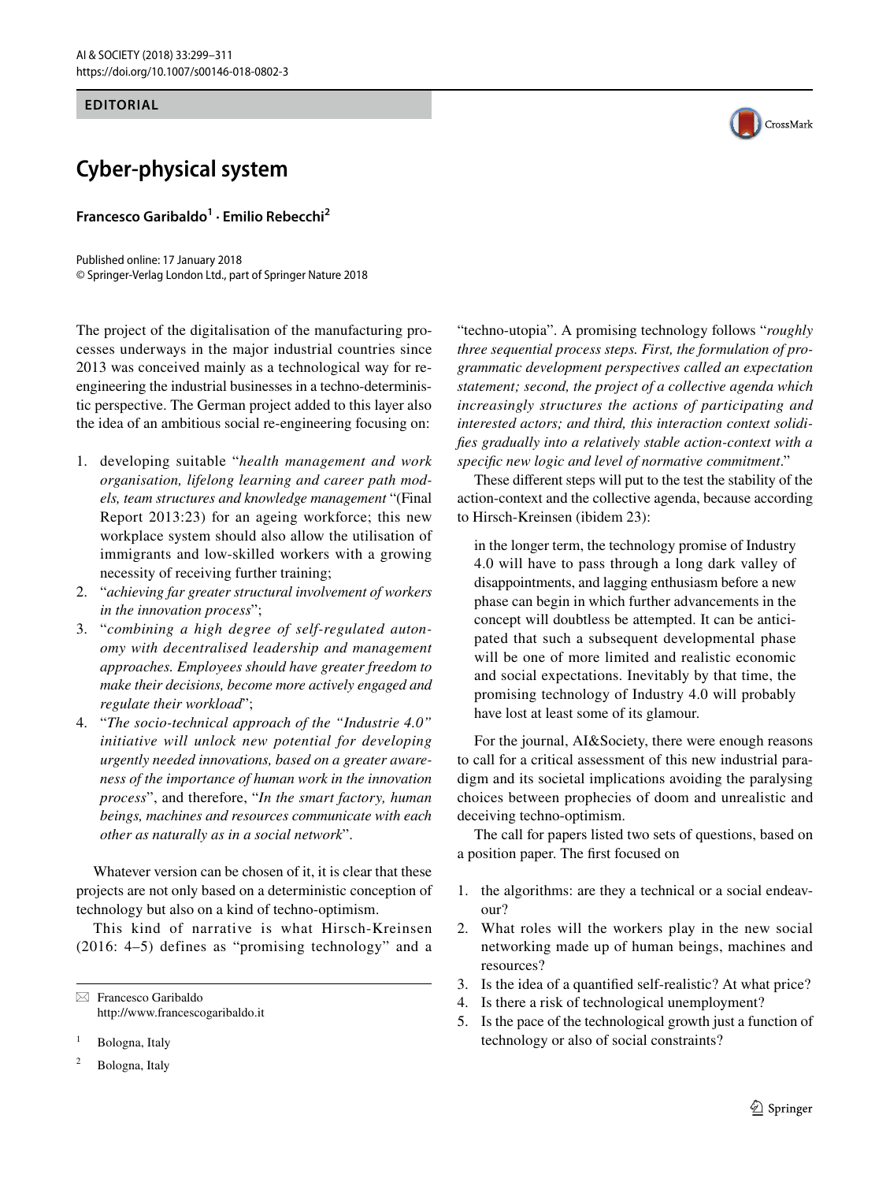EDITORIAL

# Cyber-physical system

**Francesco Garibaldo[1] · Emilio Rebecchi[2]**

Published online: 17 January 2018
© Springer-Verlag London Ltd., part of Springer Nature 2018

The project of the digitalisation of the manufacturing processes underways in the major industrial countries since 2013 was conceived mainly as a technological way for re-engineering the industrial businesses in a techno-deterministic perspective. The German project added to this layer also the idea of an ambitious social re-engineering focusing on:

1. developing suitable "*health management and work organisation, lifelong learning and career path models, team structures and knowledge management* "(Final Report 2013:23) for an ageing workforce; this new workplace system should also allow the utilisation of immigrants and low-skilled workers with a growing necessity of receiving further training;
2. "*achieving far greater structural involvement of workers in the innovation process*";
3. "*combining a high degree of self-regulated autonomy with decentralised leadership and management approaches. Employees should have greater freedom to make their decisions, become more actively engaged and regulate their workload*";
4. "*The socio-technical approach of the "Industrie 4.0" initiative will unlock new potential for developing urgently needed innovations, based on a greater awareness of the importance of human work in the innovation process*", and therefore, "*In the smart factory, human beings, machines and resources communicate with each other as naturally as in a social network*".

Whatever version can be chosen of it, it is clear that these projects are not only based on a deterministic conception of technology but also on a kind of techno-optimism.

This kind of narrative is what Hirsch-Kreinsen (2016: 4–5) defines as "promising technology" and a "techno-utopia". A promising technology follows "*roughly three sequential process steps. First, the formulation of programmatic development perspectives called an expectation statement; second, the project of a collective agenda which increasingly structures the actions of participating and interested actors; and third, this interaction context solidifies gradually into a relatively stable action-context with a specific new logic and level of normative commitment*."

These different steps will put to the test the stability of the action-context and the collective agenda, because according to Hirsch-Kreinsen (ibidem 23):

> in the longer term, the technology promise of Industry 4.0 will have to pass through a long dark valley of disappointments, and lagging enthusiasm before a new phase can begin in which further advancements in the concept will doubtless be attempted. It can be anticipated that such a subsequent developmental phase will be one of more limited and realistic economic and social expectations. Inevitably by that time, the promising technology of Industry 4.0 will probably have lost at least some of its glamour.

For the journal, AI&Society, there were enough reasons to call for a critical assessment of this new industrial paradigm and its societal implications avoiding the paralysing choices between prophecies of doom and unrealistic and deceiving techno-optimism.

The call for papers listed two sets of questions, based on a position paper. The first focused on

1. the algorithms: are they a technical or a social endeavour?
2. What roles will the workers play in the new social networking made up of human beings, machines and resources?
3. Is the idea of a quantified self-realistic? At what price?
4. Is there a risk of technological unemployment?
5. Is the pace of the technological growth just a function of technology or also of social constraints?

---

✉ Francesco Garibaldo
http://www.francescogaribaldo.it

[1] Bologna, Italy

[2] Bologna, Italy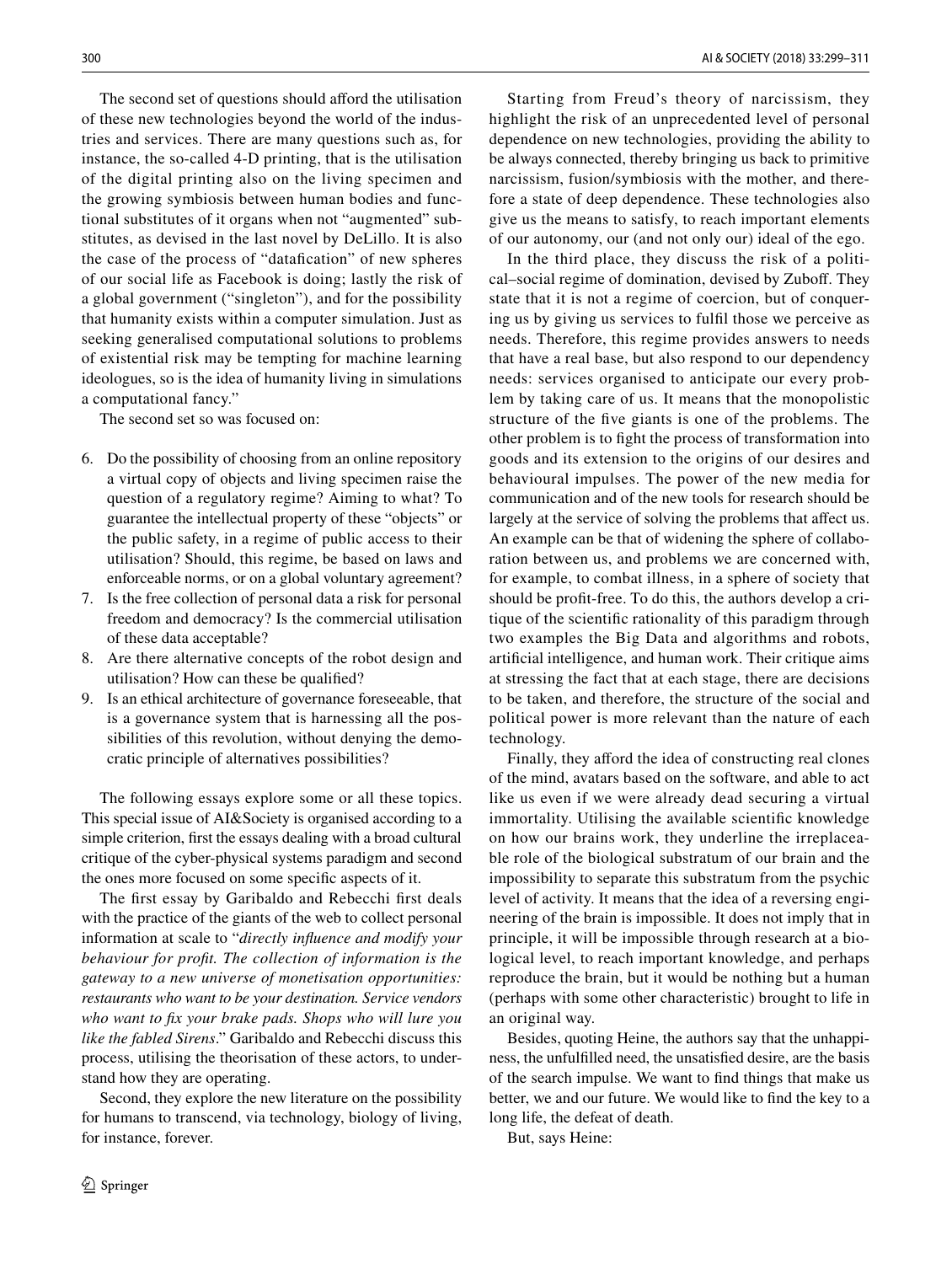The second set of questions should afford the utilisation of these new technologies beyond the world of the industries and services. There are many questions such as, for instance, the so-called 4-D printing, that is the utilisation of the digital printing also on the living specimen and the growing symbiosis between human bodies and functional substitutes of it organs when not "augmented" substitutes, as devised in the last novel by DeLillo. It is also the case of the process of "datafication" of new spheres of our social life as Facebook is doing; lastly the risk of a global government ("singleton"), and for the possibility that humanity exists within a computer simulation. Just as seeking generalised computational solutions to problems of existential risk may be tempting for machine learning ideologues, so is the idea of humanity living in simulations a computational fancy."

The second set so was focused on:

6. Do the possibility of choosing from an online repository a virtual copy of objects and living specimen raise the question of a regulatory regime? Aiming to what? To guarantee the intellectual property of these "objects" or the public safety, in a regime of public access to their utilisation? Should, this regime, be based on laws and enforceable norms, or on a global voluntary agreement?
7. Is the free collection of personal data a risk for personal freedom and democracy? Is the commercial utilisation of these data acceptable?
8. Are there alternative concepts of the robot design and utilisation? How can these be qualified?
9. Is an ethical architecture of governance foreseeable, that is a governance system that is harnessing all the possibilities of this revolution, without denying the democratic principle of alternatives possibilities?

The following essays explore some or all these topics. This special issue of AI&Society is organised according to a simple criterion, first the essays dealing with a broad cultural critique of the cyber-physical systems paradigm and second the ones more focused on some specific aspects of it.

The first essay by Garibaldo and Rebecchi first deals with the practice of the giants of the web to collect personal information at scale to "*directly influence and modify your behaviour for profit. The collection of information is the gateway to a new universe of monetisation opportunities: restaurants who want to be your destination. Service vendors who want to fix your brake pads. Shops who will lure you like the fabled Sirens*." Garibaldo and Rebecchi discuss this process, utilising the theorisation of these actors, to understand how they are operating.

Second, they explore the new literature on the possibility for humans to transcend, via technology, biology of living, for instance, forever.

Starting from Freud's theory of narcissism, they highlight the risk of an unprecedented level of personal dependence on new technologies, providing the ability to be always connected, thereby bringing us back to primitive narcissism, fusion/symbiosis with the mother, and therefore a state of deep dependence. These technologies also give us the means to satisfy, to reach important elements of our autonomy, our (and not only our) ideal of the ego.

In the third place, they discuss the risk of a political–social regime of domination, devised by Zuboff. They state that it is not a regime of coercion, but of conquering us by giving us services to fulfil those we perceive as needs. Therefore, this regime provides answers to needs that have a real base, but also respond to our dependency needs: services organised to anticipate our every problem by taking care of us. It means that the monopolistic structure of the five giants is one of the problems. The other problem is to fight the process of transformation into goods and its extension to the origins of our desires and behavioural impulses. The power of the new media for communication and of the new tools for research should be largely at the service of solving the problems that affect us. An example can be that of widening the sphere of collaboration between us, and problems we are concerned with, for example, to combat illness, in a sphere of society that should be profit-free. To do this, the authors develop a critique of the scientific rationality of this paradigm through two examples the Big Data and algorithms and robots, artificial intelligence, and human work. Their critique aims at stressing the fact that at each stage, there are decisions to be taken, and therefore, the structure of the social and political power is more relevant than the nature of each technology.

Finally, they afford the idea of constructing real clones of the mind, avatars based on the software, and able to act like us even if we were already dead securing a virtual immortality. Utilising the available scientific knowledge on how our brains work, they underline the irreplaceable role of the biological substratum of our brain and the impossibility to separate this substratum from the psychic level of activity. It means that the idea of a reversing engineering of the brain is impossible. It does not imply that in principle, it will be impossible through research at a biological level, to reach important knowledge, and perhaps reproduce the brain, but it would be nothing but a human (perhaps with some other characteristic) brought to life in an original way.

Besides, quoting Heine, the authors say that the unhappiness, the unfulfilled need, the unsatisfied desire, are the basis of the search impulse. We want to find things that make us better, we and our future. We would like to find the key to a long life, the defeat of death.

But, says Heine: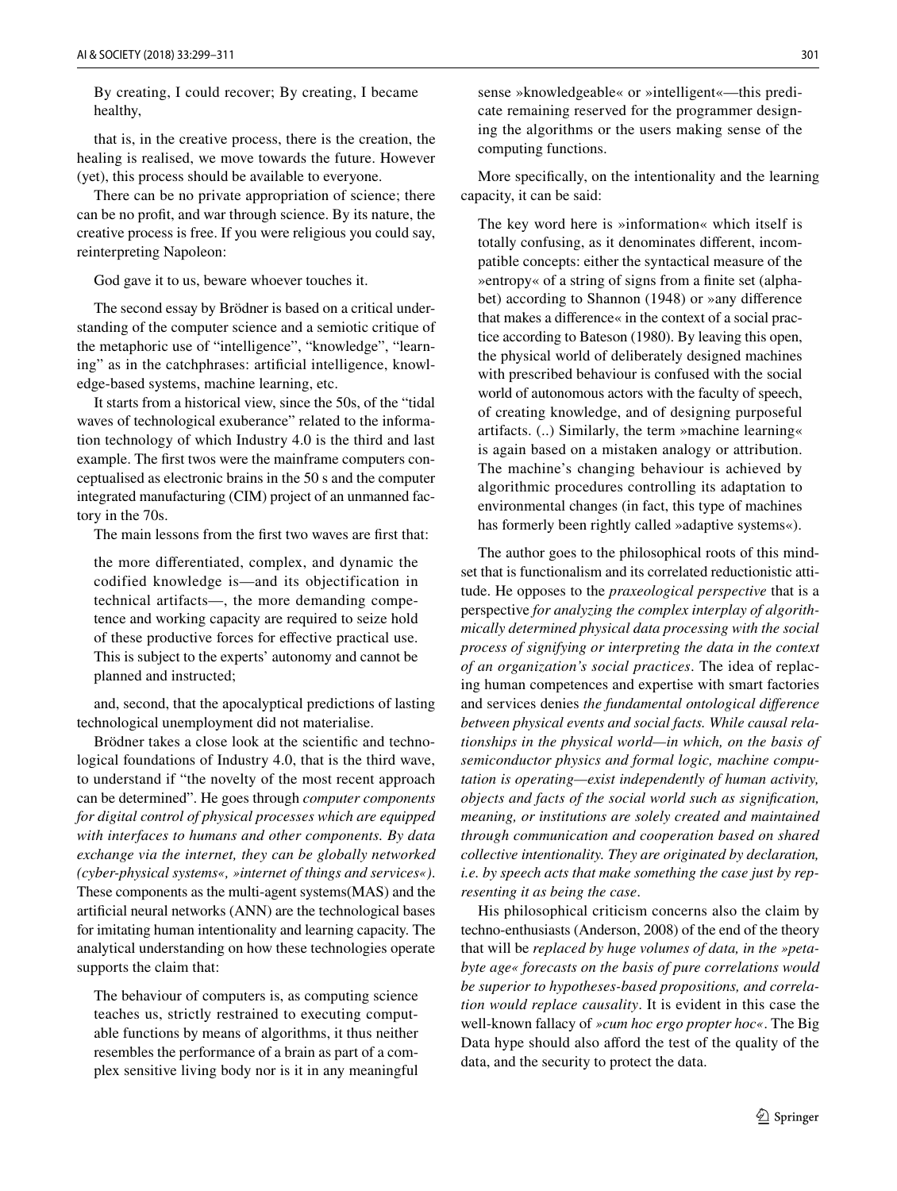> By creating, I could recover; By creating, I became healthy,

that is, in the creative process, there is the creation, the healing is realised, we move towards the future. However (yet), this process should be available to everyone.

There can be no private appropriation of science; there can be no profit, and war through science. By its nature, the creative process is free. If you were religious you could say, reinterpreting Napoleon:

> God gave it to us, beware whoever touches it.

The second essay by Brödner is based on a critical understanding of the computer science and a semiotic critique of the metaphoric use of "intelligence", "knowledge", "learning" as in the catchphrases: artificial intelligence, knowledge-based systems, machine learning, etc.

It starts from a historical view, since the 50s, of the "tidal waves of technological exuberance" related to the information technology of which Industry 4.0 is the third and last example. The first twos were the mainframe computers conceptualised as electronic brains in the 50 s and the computer integrated manufacturing (CIM) project of an unmanned factory in the 70s.

The main lessons from the first two waves are first that:

> the more differentiated, complex, and dynamic the codified knowledge is—and its objectification in technical artifacts—, the more demanding competence and working capacity are required to seize hold of these productive forces for effective practical use. This is subject to the experts' autonomy and cannot be planned and instructed;

and, second, that the apocalyptical predictions of lasting technological unemployment did not materialise.

Brödner takes a close look at the scientific and technological foundations of Industry 4.0, that is the third wave, to understand if "the novelty of the most recent approach can be determined". He goes through *computer components for digital control of physical processes which are equipped with interfaces to humans and other components. By data exchange via the internet, they can be globally networked (cyber-physical systems«, »internet of things and services«)*. These components as the multi-agent systems(MAS) and the artificial neural networks (ANN) are the technological bases for imitating human intentionality and learning capacity. The analytical understanding on how these technologies operate supports the claim that:

> The behaviour of computers is, as computing science teaches us, strictly restrained to executing computable functions by means of algorithms, it thus neither resembles the performance of a brain as part of a complex sensitive living body nor is it in any meaningful sense »knowledgeable« or »intelligent«—this predicate remaining reserved for the programmer designing the algorithms or the users making sense of the computing functions.

More specifically, on the intentionality and the learning capacity, it can be said:

> The key word here is »information« which itself is totally confusing, as it denominates different, incompatible concepts: either the syntactical measure of the »entropy« of a string of signs from a finite set (alphabet) according to Shannon (1948) or »any difference that makes a difference« in the context of a social practice according to Bateson (1980). By leaving this open, the physical world of deliberately designed machines with prescribed behaviour is confused with the social world of autonomous actors with the faculty of speech, of creating knowledge, and of designing purposeful artifacts. (..) Similarly, the term »machine learning« is again based on a mistaken analogy or attribution. The machine's changing behaviour is achieved by algorithmic procedures controlling its adaptation to environmental changes (in fact, this type of machines has formerly been rightly called »adaptive systems«).

The author goes to the philosophical roots of this mindset that is functionalism and its correlated reductionistic attitude. He opposes to the *praxeological perspective* that is a perspective *for analyzing the complex interplay of algorithmically determined physical data processing with the social process of signifying or interpreting the data in the context of an organization's social practices*. The idea of replacing human competences and expertise with smart factories and services denies *the fundamental ontological difference between physical events and social facts. While causal relationships in the physical world—in which, on the basis of semiconductor physics and formal logic, machine computation is operating—exist independently of human activity, objects and facts of the social world such as signification, meaning, or institutions are solely created and maintained through communication and cooperation based on shared collective intentionality. They are originated by declaration, i.e. by speech acts that make something the case just by representing it as being the case*.

His philosophical criticism concerns also the claim by techno-enthusiasts (Anderson, 2008) of the end of the theory that will be *replaced by huge volumes of data, in the »petabyte age« forecasts on the basis of pure correlations would be superior to hypotheses-based propositions, and correlation would replace causality*. It is evident in this case the well-known fallacy of *»cum hoc ergo propter hoc«*. The Big Data hype should also afford the test of the quality of the data, and the security to protect the data.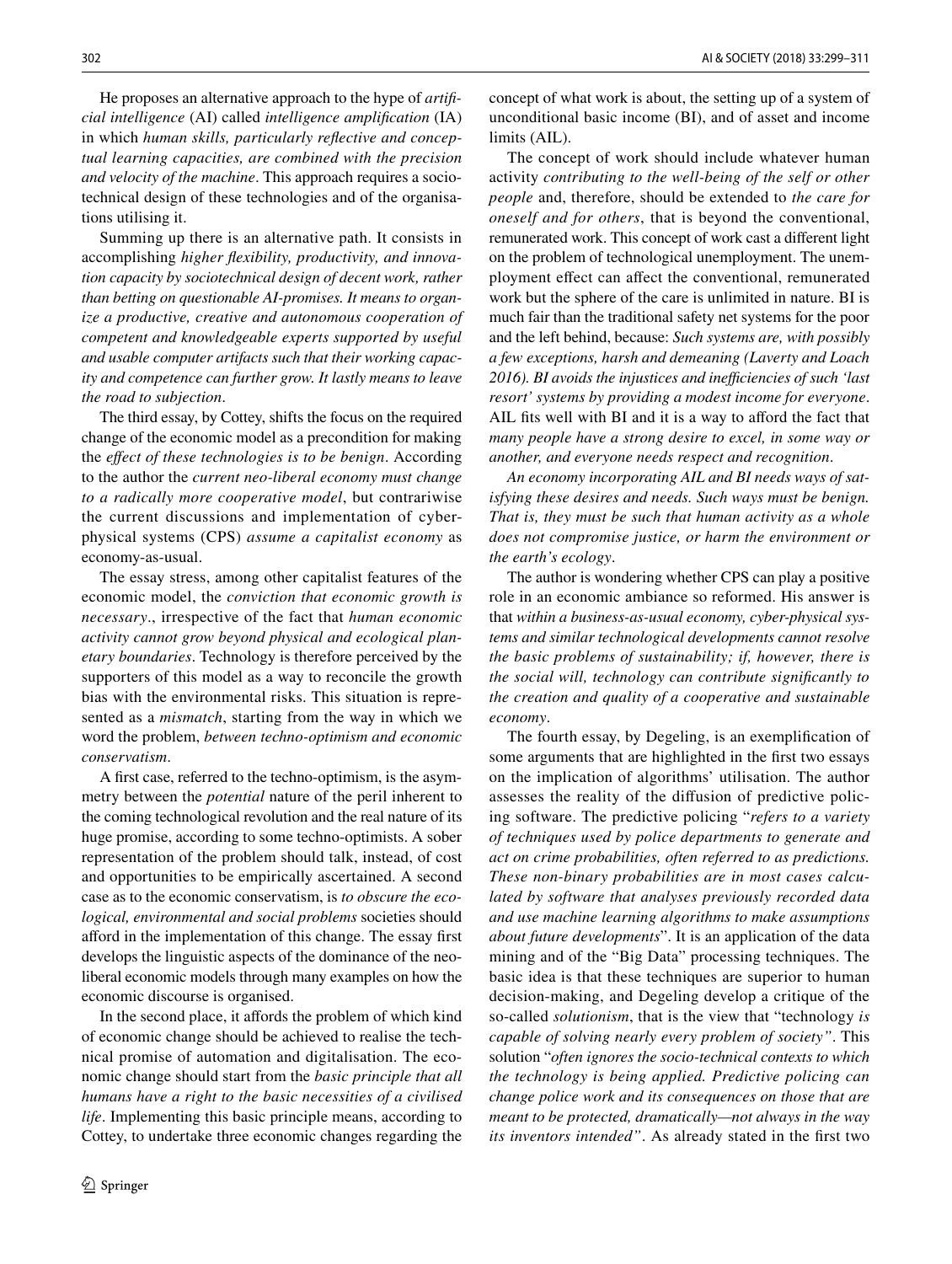He proposes an alternative approach to the hype of *artificial intelligence* (AI) called *intelligence amplification* (IA) in which *human skills, particularly reflective and conceptual learning capacities, are combined with the precision and velocity of the machine*. This approach requires a sociotechnical design of these technologies and of the organisations utilising it.

Summing up there is an alternative path. It consists in accomplishing *higher flexibility, productivity, and innovation capacity by sociotechnical design of decent work, rather than betting on questionable AI-promises. It means to organize a productive, creative and autonomous cooperation of competent and knowledgeable experts supported by useful and usable computer artifacts such that their working capacity and competence can further grow. It lastly means to leave the road to subjection*.

The third essay, by Cottey, shifts the focus on the required change of the economic model as a precondition for making the *effect of these technologies is to be benign*. According to the author the *current neo-liberal economy must change to a radically more cooperative model*, but contrariwise the current discussions and implementation of cyber-physical systems (CPS) *assume a capitalist economy* as economy-as-usual.

The essay stress, among other capitalist features of the economic model, the *conviction that economic growth is necessary*., irrespective of the fact that *human economic activity cannot grow beyond physical and ecological planetary boundaries*. Technology is therefore perceived by the supporters of this model as a way to reconcile the growth bias with the environmental risks. This situation is represented as a *mismatch*, starting from the way in which we word the problem, *between techno-optimism and economic conservatism*.

A first case, referred to the techno-optimism, is the asymmetry between the *potential* nature of the peril inherent to the coming technological revolution and the real nature of its huge promise, according to some techno-optimists. A sober representation of the problem should talk, instead, of cost and opportunities to be empirically ascertained. A second case as to the economic conservatism, is *to obscure the ecological, environmental and social problems* societies should afford in the implementation of this change. The essay first develops the linguistic aspects of the dominance of the neo-liberal economic models through many examples on how the economic discourse is organised.

In the second place, it affords the problem of which kind of economic change should be achieved to realise the technical promise of automation and digitalisation. The economic change should start from the *basic principle that all humans have a right to the basic necessities of a civilised life*. Implementing this basic principle means, according to Cottey, to undertake three economic changes regarding the concept of what work is about, the setting up of a system of unconditional basic income (BI), and of asset and income limits (AIL).

The concept of work should include whatever human activity *contributing to the well-being of the self or other people* and, therefore, should be extended to *the care for oneself and for others*, that is beyond the conventional, remunerated work. This concept of work cast a different light on the problem of technological unemployment. The unemployment effect can affect the conventional, remunerated work but the sphere of the care is unlimited in nature. BI is much fair than the traditional safety net systems for the poor and the left behind, because: *Such systems are, with possibly a few exceptions, harsh and demeaning (Laverty and Loach 2016). BI avoids the injustices and inefficiencies of such 'last resort' systems by providing a modest income for everyone*. AIL fits well with BI and it is a way to afford the fact that *many people have a strong desire to excel, in some way or another, and everyone needs respect and recognition*.

*An economy incorporating AIL and BI needs ways of satisfying these desires and needs. Such ways must be benign. That is, they must be such that human activity as a whole does not compromise justice, or harm the environment or the earth's ecology*.

The author is wondering whether CPS can play a positive role in an economic ambiance so reformed. His answer is that *within a business-as-usual economy, cyber-physical systems and similar technological developments cannot resolve the basic problems of sustainability; if, however, there is the social will, technology can contribute significantly to the creation and quality of a cooperative and sustainable economy*.

The fourth essay, by Degeling, is an exemplification of some arguments that are highlighted in the first two essays on the implication of algorithms' utilisation. The author assesses the reality of the diffusion of predictive policing software. The predictive policing "*refers to a variety of techniques used by police departments to generate and act on crime probabilities, often referred to as predictions. These non-binary probabilities are in most cases calculated by software that analyses previously recorded data and use machine learning algorithms to make assumptions about future developments*". It is an application of the data mining and of the "Big Data" processing techniques. The basic idea is that these techniques are superior to human decision-making, and Degeling develop a critique of the so-called *solutionism*, that is the view that "technology *is capable of solving nearly every problem of society"*. This solution "*often ignores the socio-technical contexts to which the technology is being applied. Predictive policing can change police work and its consequences on those that are meant to be protected, dramatically—not always in the way its inventors intended"*. As already stated in the first two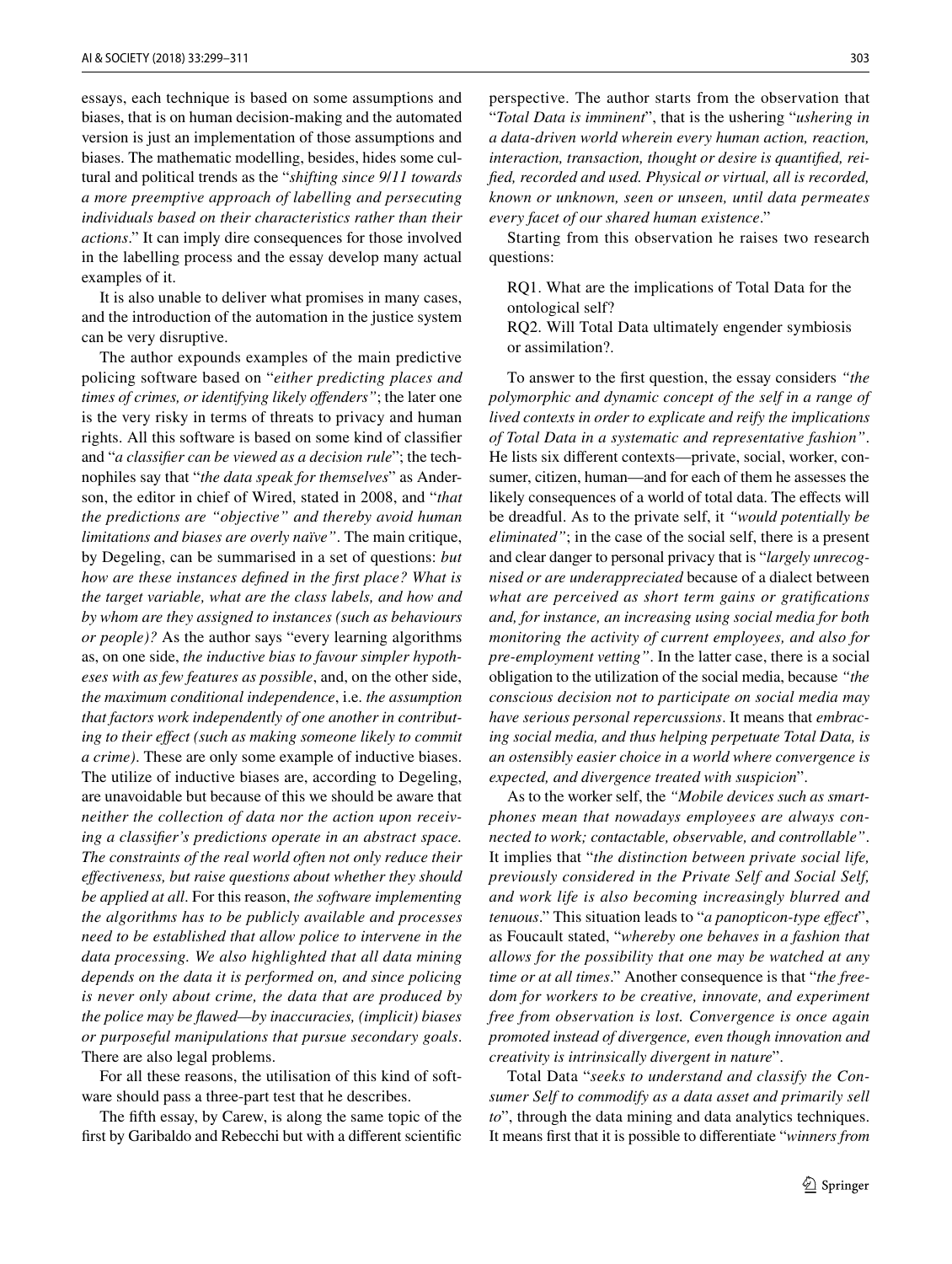essays, each technique is based on some assumptions and biases, that is on human decision-making and the automated version is just an implementation of those assumptions and biases. The mathematic modelling, besides, hides some cultural and political trends as the "*shifting since 9/11 towards a more preemptive approach of labelling and persecuting individuals based on their characteristics rather than their actions*." It can imply dire consequences for those involved in the labelling process and the essay develop many actual examples of it.

It is also unable to deliver what promises in many cases, and the introduction of the automation in the justice system can be very disruptive.

The author expounds examples of the main predictive policing software based on "*either predicting places and times of crimes, or identifying likely offenders"*; the later one is the very risky in terms of threats to privacy and human rights. All this software is based on some kind of classifier and "*a classifier can be viewed as a decision rule*"; the technophiles say that "*the data speak for themselves*" as Anderson, the editor in chief of Wired, stated in 2008, and "*that the predictions are "objective" and thereby avoid human limitations and biases are overly naïve"*. The main critique, by Degeling, can be summarised in a set of questions: *but how are these instances defined in the first place? What is the target variable, what are the class labels, and how and by whom are they assigned to instances (such as behaviours or people)?* As the author says "every learning algorithms as, on one side, *the inductive bias to favour simpler hypotheses with as few features as possible*, and, on the other side, *the maximum conditional independence*, i.e. *the assumption that factors work independently of one another in contributing to their effect (such as making someone likely to commit a crime)*. These are only some example of inductive biases. The utilize of inductive biases are, according to Degeling, are unavoidable but because of this we should be aware that *neither the collection of data nor the action upon receiving a classifier's predictions operate in an abstract space. The constraints of the real world often not only reduce their effectiveness, but raise questions about whether they should be applied at all*. For this reason, *the software implementing the algorithms has to be publicly available and processes need to be established that allow police to intervene in the data processing. We also highlighted that all data mining depends on the data it is performed on, and since policing is never only about crime, the data that are produced by the police may be flawed—by inaccuracies, (implicit) biases or purposeful manipulations that pursue secondary goals*. There are also legal problems.

For all these reasons, the utilisation of this kind of software should pass a three-part test that he describes.

The fifth essay, by Carew, is along the same topic of the first by Garibaldo and Rebecchi but with a different scientific perspective. The author starts from the observation that "*Total Data is imminent*", that is the ushering "*ushering in a data-driven world wherein every human action, reaction, interaction, transaction, thought or desire is quantified, reified, recorded and used. Physical or virtual, all is recorded, known or unknown, seen or unseen, until data permeates every facet of our shared human existence*."

Starting from this observation he raises two research questions:

> RQ1. What are the implications of Total Data for the ontological self?
> RQ2. Will Total Data ultimately engender symbiosis or assimilation?.

To answer to the first question, the essay considers *"the polymorphic and dynamic concept of the self in a range of lived contexts in order to explicate and reify the implications of Total Data in a systematic and representative fashion"*. He lists six different contexts—private, social, worker, consumer, citizen, human—and for each of them he assesses the likely consequences of a world of total data. The effects will be dreadful. As to the private self, it *"would potentially be eliminated"*; in the case of the social self, there is a present and clear danger to personal privacy that is "*largely unrecognised or are underappreciated* because of a dialect between *what are perceived as short term gains or gratifications and, for instance, an increasing using social media for both monitoring the activity of current employees, and also for pre-employment vetting"*. In the latter case, there is a social obligation to the utilization of the social media, because *"the conscious decision not to participate on social media may have serious personal repercussions*. It means that *embracing social media, and thus helping perpetuate Total Data, is an ostensibly easier choice in a world where convergence is expected, and divergence treated with suspicion*".

As to the worker self, the *"Mobile devices such as smartphones mean that nowadays employees are always connected to work; contactable, observable, and controllable"*. It implies that "*the distinction between private social life, previously considered in the Private Self and Social Self, and work life is also becoming increasingly blurred and tenuous*." This situation leads to "*a panopticon-type effect*", as Foucault stated, "*whereby one behaves in a fashion that allows for the possibility that one may be watched at any time or at all times*." Another consequence is that "*the freedom for workers to be creative, innovate, and experiment free from observation is lost. Convergence is once again promoted instead of divergence, even though innovation and creativity is intrinsically divergent in nature*".

Total Data "*seeks to understand and classify the Consumer Self to commodify as a data asset and primarily sell to*", through the data mining and data analytics techniques. It means first that it is possible to differentiate "*winners from*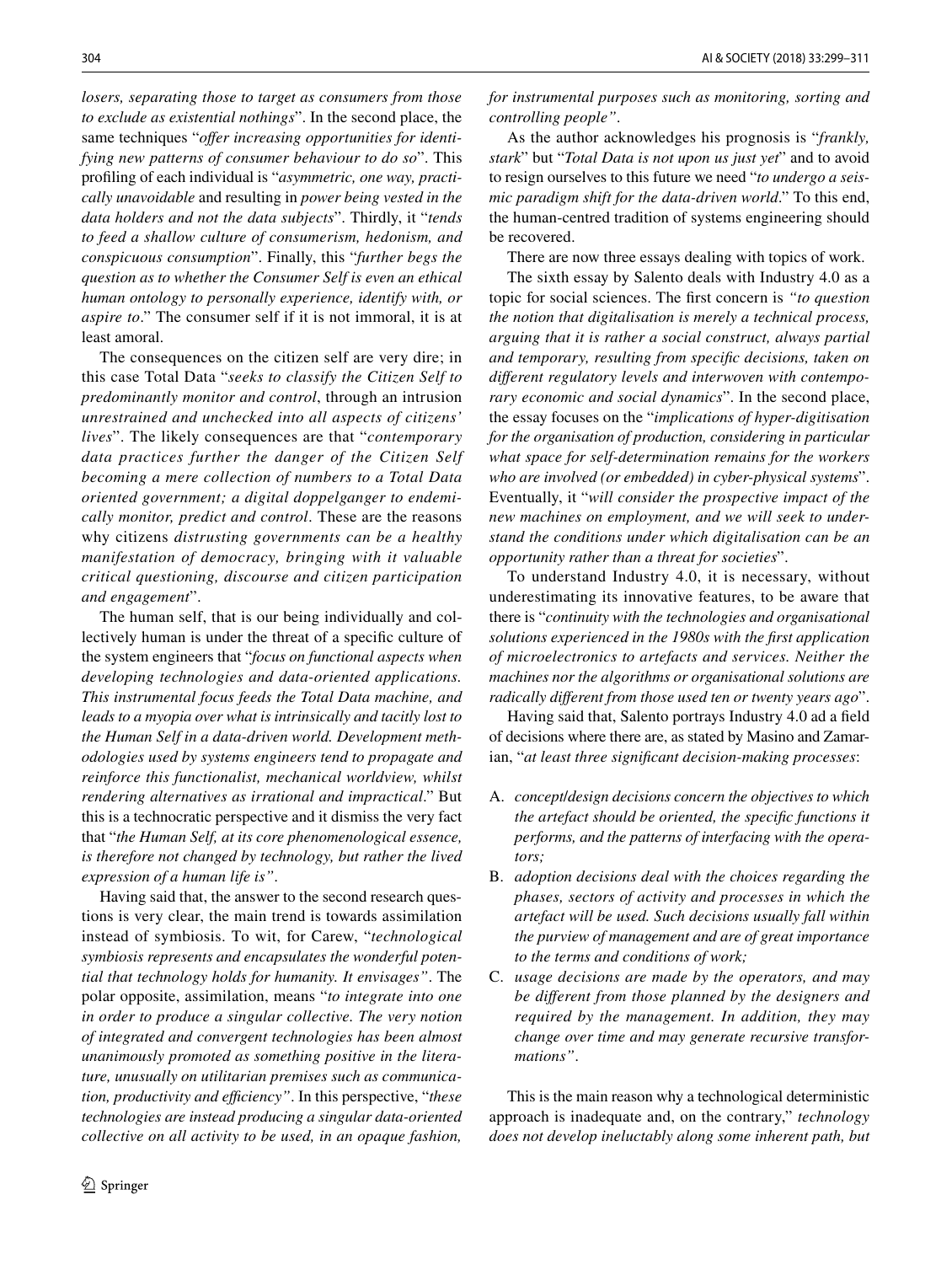*losers, separating those to target as consumers from those to exclude as existential nothings*". In the second place, the same techniques "*offer increasing opportunities for identifying new patterns of consumer behaviour to do so*". This profiling of each individual is "*asymmetric, one way, practically unavoidable* and resulting in *power being vested in the data holders and not the data subjects*". Thirdly, it "*tends to feed a shallow culture of consumerism, hedonism, and conspicuous consumption*". Finally, this "*further begs the question as to whether the Consumer Self is even an ethical human ontology to personally experience, identify with, or aspire to*." The consumer self if it is not immoral, it is at least amoral.

The consequences on the citizen self are very dire; in this case Total Data "*seeks to classify the Citizen Self to predominantly monitor and control*, through an intrusion *unrestrained and unchecked into all aspects of citizens' lives*". The likely consequences are that "*contemporary data practices further the danger of the Citizen Self becoming a mere collection of numbers to a Total Data oriented government; a digital doppelganger to endemically monitor, predict and control*. These are the reasons why citizens *distrusting governments can be a healthy manifestation of democracy, bringing with it valuable critical questioning, discourse and citizen participation and engagement*".

The human self, that is our being individually and collectively human is under the threat of a specific culture of the system engineers that "*focus on functional aspects when developing technologies and data-oriented applications. This instrumental focus feeds the Total Data machine, and leads to a myopia over what is intrinsically and tacitly lost to the Human Self in a data-driven world. Development methodologies used by systems engineers tend to propagate and reinforce this functionalist, mechanical worldview, whilst rendering alternatives as irrational and impractical*." But this is a technocratic perspective and it dismiss the very fact that "*the Human Self, at its core phenomenological essence, is therefore not changed by technology, but rather the lived expression of a human life is"*.

Having said that, the answer to the second research questions is very clear, the main trend is towards assimilation instead of symbiosis. To wit, for Carew, "*technological symbiosis represents and encapsulates the wonderful potential that technology holds for humanity. It envisages"*. The polar opposite, assimilation, means "*to integrate into one in order to produce a singular collective. The very notion of integrated and convergent technologies has been almost unanimously promoted as something positive in the literature, unusually on utilitarian premises such as communication, productivity and efficiency"*. In this perspective, "*these technologies are instead producing a singular data-oriented collective on all activity to be used, in an opaque fashion, for instrumental purposes such as monitoring, sorting and controlling people"*.

As the author acknowledges his prognosis is "*frankly, stark*" but "*Total Data is not upon us just yet*" and to avoid to resign ourselves to this future we need "*to undergo a seismic paradigm shift for the data-driven world*." To this end, the human-centred tradition of systems engineering should be recovered.

There are now three essays dealing with topics of work.

The sixth essay by Salento deals with Industry 4.0 as a topic for social sciences. The first concern is *"to question the notion that digitalisation is merely a technical process, arguing that it is rather a social construct, always partial and temporary, resulting from specific decisions, taken on different regulatory levels and interwoven with contemporary economic and social dynamics*". In the second place, the essay focuses on the "*implications of hyper-digitisation for the organisation of production, considering in particular what space for self-determination remains for the workers who are involved (or embedded) in cyber-physical systems*". Eventually, it "*will consider the prospective impact of the new machines on employment, and we will seek to understand the conditions under which digitalisation can be an opportunity rather than a threat for societies*".

To understand Industry 4.0, it is necessary, without underestimating its innovative features, to be aware that there is "*continuity with the technologies and organisational solutions experienced in the 1980s with the first application of microelectronics to artefacts and services. Neither the machines nor the algorithms or organisational solutions are radically different from those used ten or twenty years ago*".

Having said that, Salento portrays Industry 4.0 ad a field of decisions where there are, as stated by Masino and Zamarian, "*at least three significant decision-making processes*:

A. *concept/design decisions concern the objectives to which the artefact should be oriented, the specific functions it performs, and the patterns of interfacing with the operators;*
B. *adoption decisions deal with the choices regarding the phases, sectors of activity and processes in which the artefact will be used. Such decisions usually fall within the purview of management and are of great importance to the terms and conditions of work;*
C. *usage decisions are made by the operators, and may be different from those planned by the designers and required by the management. In addition, they may change over time and may generate recursive transformations"*.

This is the main reason why a technological deterministic approach is inadequate and, on the contrary," *technology does not develop ineluctably along some inherent path, but*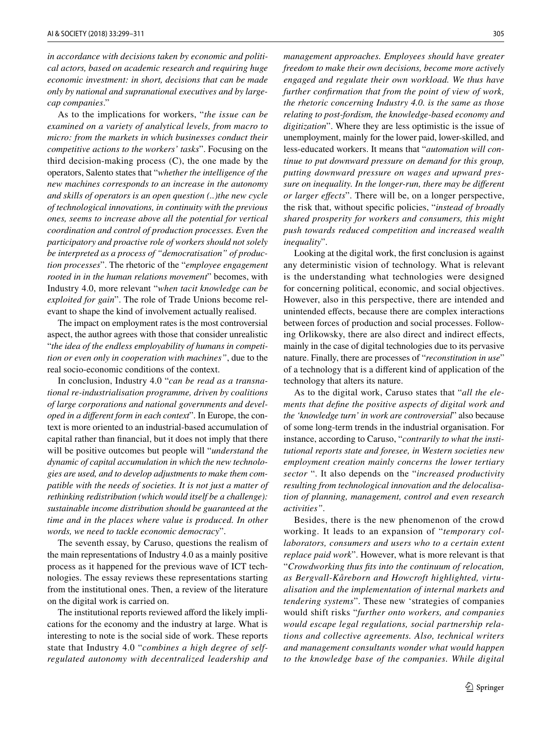*in accordance with decisions taken by economic and political actors, based on academic research and requiring huge economic investment: in short, decisions that can be made only by national and supranational executives and by large-cap companies*."

As to the implications for workers, "*the issue can be examined on a variety of analytical levels, from macro to micro: from the markets in which businesses conduct their competitive actions to the workers' tasks*". Focusing on the third decision-making process (C), the one made by the operators, Salento states that "*whether the intelligence of the new machines corresponds to an increase in the autonomy and skills of operators is an open question (..)the new cycle of technological innovations, in continuity with the previous ones, seems to increase above all the potential for vertical coordination and control of production processes. Even the participatory and proactive role of workers should not solely be interpreted as a process of "democratisation" of production processes*". The rhetoric of the "*employee engagement rooted in in the human relations movement*" becomes, with Industry 4.0, more relevant "*when tacit knowledge can be exploited for gain*". The role of Trade Unions become relevant to shape the kind of involvement actually realised.

The impact on employment rates is the most controversial aspect, the author agrees with those that consider unrealistic "*the idea of the endless employability of humans in competition or even only in cooperation with machines"*, due to the real socio-economic conditions of the context.

In conclusion, Industry 4.0 "*can be read as a transnational re-industrialisation programme, driven by coalitions of large corporations and national governments and developed in a different form in each context*". In Europe, the context is more oriented to an industrial-based accumulation of capital rather than financial, but it does not imply that there will be positive outcomes but people will "*understand the dynamic of capital accumulation in which the new technologies are used, and to develop adjustments to make them compatible with the needs of societies. It is not just a matter of rethinking redistribution (which would itself be a challenge): sustainable income distribution should be guaranteed at the time and in the places where value is produced. In other words, we need to tackle economic democracy*".

The seventh essay, by Caruso, questions the realism of the main representations of Industry 4.0 as a mainly positive process as it happened for the previous wave of ICT technologies. The essay reviews these representations starting from the institutional ones. Then, a review of the literature on the digital work is carried on.

The institutional reports reviewed afford the likely implications for the economy and the industry at large. What is interesting to note is the social side of work. These reports state that Industry 4.0 "*combines a high degree of self-regulated autonomy with decentralized leadership and management approaches. Employees should have greater freedom to make their own decisions, become more actively engaged and regulate their own workload. We thus have further confirmation that from the point of view of work, the rhetoric concerning Industry 4.0. is the same as those relating to post-fordism, the knowledge-based economy and digitization*". Where they are less optimistic is the issue of unemployment, mainly for the lower paid, lower-skilled, and less-educated workers. It means that "*automation will continue to put downward pressure on demand for this group, putting downward pressure on wages and upward pressure on inequality. In the longer-run, there may be different or larger effects*". There will be, on a longer perspective, the risk that, without specific policies, "*instead of broadly shared prosperity for workers and consumers, this might push towards reduced competition and increased wealth inequality*".

Looking at the digital work, the first conclusion is against any deterministic vision of technology. What is relevant is the understanding what technologies were designed for concerning political, economic, and social objectives. However, also in this perspective, there are intended and unintended effects, because there are complex interactions between forces of production and social processes. Following Orlikowsky, there are also direct and indirect effects, mainly in the case of digital technologies due to its pervasive nature. Finally, there are processes of "*reconstitution in use*" of a technology that is a different kind of application of the technology that alters its nature.

As to the digital work, Caruso states that "*all the elements that define the positive aspects of digital work and the 'knowledge turn' in work are controversial*" also because of some long-term trends in the industrial organisation. For instance, according to Caruso, "*contrarily to what the institutional reports state and foresee, in Western societies new employment creation mainly concerns the lower tertiary sector* ". It also depends on the "*increased productivity resulting from technological innovation and the delocalisation of planning, management, control and even research activities"*.

Besides, there is the new phenomenon of the crowd working. It leads to an expansion of "*temporary collaborators, consumers and users who to a certain extent replace paid work*". However, what is more relevant is that "*Crowdworking thus fits into the continuum of relocation, as Bergvall-Kåreborn and Howcroft highlighted, virtualisation and the implementation of internal markets and tendering systems*". These new 'strategies of companies would shift risks "*further onto workers, and companies would escape legal regulations, social partnership relations and collective agreements. Also, technical writers and management consultants wonder what would happen to the knowledge base of the companies. While digital*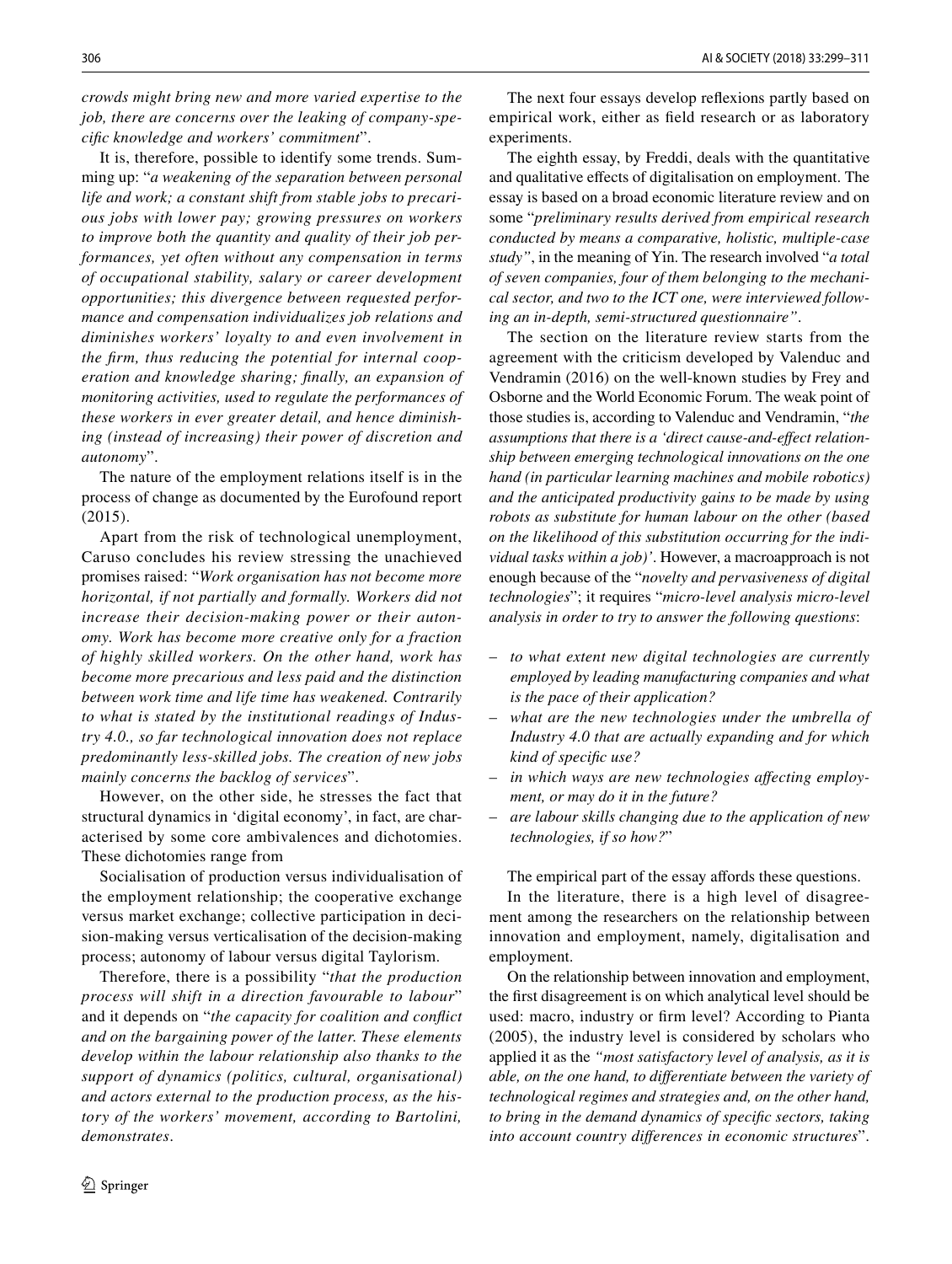*crowds might bring new and more varied expertise to the job, there are concerns over the leaking of company-specific knowledge and workers' commitment*".

It is, therefore, possible to identify some trends. Summing up: "*a weakening of the separation between personal life and work; a constant shift from stable jobs to precarious jobs with lower pay; growing pressures on workers to improve both the quantity and quality of their job performances, yet often without any compensation in terms of occupational stability, salary or career development opportunities; this divergence between requested performance and compensation individualizes job relations and diminishes workers' loyalty to and even involvement in the firm, thus reducing the potential for internal cooperation and knowledge sharing; finally, an expansion of monitoring activities, used to regulate the performances of these workers in ever greater detail, and hence diminishing (instead of increasing) their power of discretion and autonomy*".

The nature of the employment relations itself is in the process of change as documented by the Eurofound report (2015).

Apart from the risk of technological unemployment, Caruso concludes his review stressing the unachieved promises raised: "*Work organisation has not become more horizontal, if not partially and formally. Workers did not increase their decision-making power or their autonomy. Work has become more creative only for a fraction of highly skilled workers. On the other hand, work has become more precarious and less paid and the distinction between work time and life time has weakened. Contrarily to what is stated by the institutional readings of Industry 4.0., so far technological innovation does not replace predominantly less-skilled jobs. The creation of new jobs mainly concerns the backlog of services*".

However, on the other side, he stresses the fact that structural dynamics in 'digital economy', in fact, are characterised by some core ambivalences and dichotomies. These dichotomies range from

Socialisation of production versus individualisation of the employment relationship; the cooperative exchange versus market exchange; collective participation in decision-making versus verticalisation of the decision-making process; autonomy of labour versus digital Taylorism.

Therefore, there is a possibility "*that the production process will shift in a direction favourable to labour*" and it depends on "*the capacity for coalition and conflict and on the bargaining power of the latter. These elements develop within the labour relationship also thanks to the support of dynamics (politics, cultural, organisational) and actors external to the production process, as the history of the workers' movement, according to Bartolini, demonstrates*.

The next four essays develop reflexions partly based on empirical work, either as field research or as laboratory experiments.

The eighth essay, by Freddi, deals with the quantitative and qualitative effects of digitalisation on employment. The essay is based on a broad economic literature review and on some "*preliminary results derived from empirical research conducted by means a comparative, holistic, multiple-case study"*, in the meaning of Yin. The research involved "*a total of seven companies, four of them belonging to the mechanical sector, and two to the ICT one, were interviewed following an in-depth, semi-structured questionnaire"*.

The section on the literature review starts from the agreement with the criticism developed by Valenduc and Vendramin (2016) on the well-known studies by Frey and Osborne and the World Economic Forum. The weak point of those studies is, according to Valenduc and Vendramin, "*the assumptions that there is a 'direct cause-and-effect relationship between emerging technological innovations on the one hand (in particular learning machines and mobile robotics) and the anticipated productivity gains to be made by using robots as substitute for human labour on the other (based on the likelihood of this substitution occurring for the individual tasks within a job)'*. However, a macroapproach is not enough because of the "*novelty and pervasiveness of digital technologies*"; it requires "*micro-level analysis micro-level analysis in order to try to answer the following questions*:

- *to what extent new digital technologies are currently employed by leading manufacturing companies and what is the pace of their application?*
- *what are the new technologies under the umbrella of Industry 4.0 that are actually expanding and for which kind of specific use?*
- *in which ways are new technologies affecting employment, or may do it in the future?*
- *are labour skills changing due to the application of new technologies, if so how?*"

The empirical part of the essay affords these questions.

In the literature, there is a high level of disagreement among the researchers on the relationship between innovation and employment, namely, digitalisation and employment.

On the relationship between innovation and employment, the first disagreement is on which analytical level should be used: macro, industry or firm level? According to Pianta (2005), the industry level is considered by scholars who applied it as the *"most satisfactory level of analysis, as it is able, on the one hand, to differentiate between the variety of technological regimes and strategies and, on the other hand, to bring in the demand dynamics of specific sectors, taking into account country differences in economic structures*".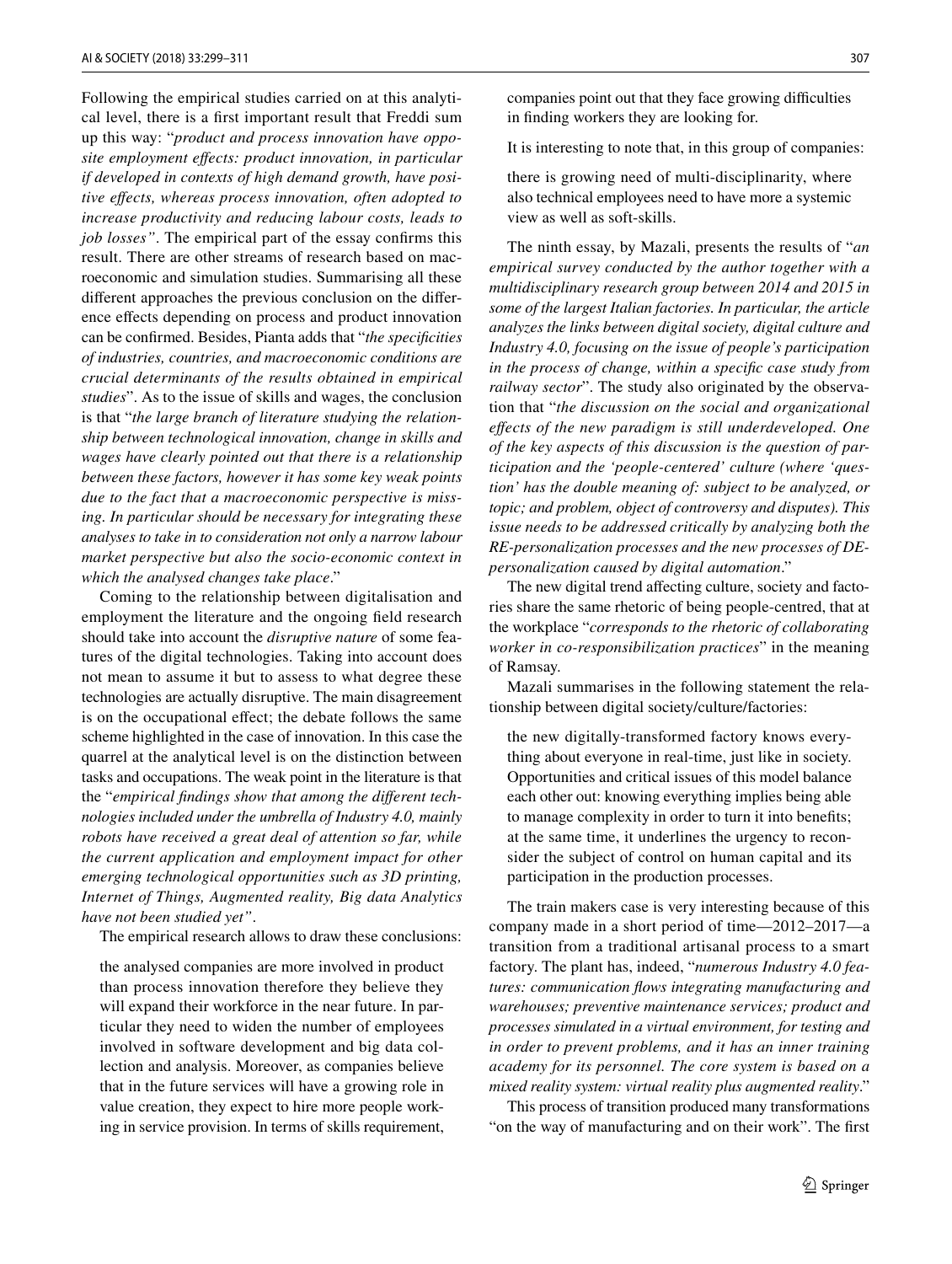Following the empirical studies carried on at this analytical level, there is a first important result that Freddi sum up this way: "*product and process innovation have opposite employment effects: product innovation, in particular if developed in contexts of high demand growth, have positive effects, whereas process innovation, often adopted to increase productivity and reducing labour costs, leads to job losses*". The empirical part of the essay confirms this result. There are other streams of research based on macroeconomic and simulation studies. Summarising all these different approaches the previous conclusion on the difference effects depending on process and product innovation can be confirmed. Besides, Pianta adds that "*the specificities of industries, countries, and macroeconomic conditions are crucial determinants of the results obtained in empirical studies*". As to the issue of skills and wages, the conclusion is that "*the large branch of literature studying the relationship between technological innovation, change in skills and wages have clearly pointed out that there is a relationship between these factors, however it has some key weak points due to the fact that a macroeconomic perspective is missing. In particular should be necessary for integrating these analyses to take in to consideration not only a narrow labour market perspective but also the socio-economic context in which the analysed changes take place*."

Coming to the relationship between digitalisation and employment the literature and the ongoing field research should take into account the *disruptive nature* of some features of the digital technologies. Taking into account does not mean to assume it but to assess to what degree these technologies are actually disruptive. The main disagreement is on the occupational effect; the debate follows the same scheme highlighted in the case of innovation. In this case the quarrel at the analytical level is on the distinction between tasks and occupations. The weak point in the literature is that the "*empirical findings show that among the different technologies included under the umbrella of Industry 4.0, mainly robots have received a great deal of attention so far, while the current application and employment impact for other emerging technological opportunities such as 3D printing, Internet of Things, Augmented reality, Big data Analytics have not been studied yet*".

The empirical research allows to draw these conclusions:

> the analysed companies are more involved in product than process innovation therefore they believe they will expand their workforce in the near future. In particular they need to widen the number of employees involved in software development and big data collection and analysis. Moreover, as companies believe that in the future services will have a growing role in value creation, they expect to hire more people working in service provision. In terms of skills requirement, companies point out that they face growing difficulties in finding workers they are looking for.

It is interesting to note that, in this group of companies:

> there is growing need of multi-disciplinarity, where also technical employees need to have more a systemic view as well as soft-skills.

The ninth essay, by Mazali, presents the results of "*an empirical survey conducted by the author together with a multidisciplinary research group between 2014 and 2015 in some of the largest Italian factories. In particular, the article analyzes the links between digital society, digital culture and Industry 4.0, focusing on the issue of people's participation in the process of change, within a specific case study from railway sector*". The study also originated by the observation that "*the discussion on the social and organizational effects of the new paradigm is still underdeveloped. One of the key aspects of this discussion is the question of participation and the 'people-centered' culture (where 'question' has the double meaning of: subject to be analyzed, or topic; and problem, object of controversy and disputes). This issue needs to be addressed critically by analyzing both the RE-personalization processes and the new processes of DE-personalization caused by digital automation*."

The new digital trend affecting culture, society and factories share the same rhetoric of being people-centred, that at the workplace "*corresponds to the rhetoric of collaborating worker in co-responsibilization practices*" in the meaning of Ramsay.

Mazali summarises in the following statement the relationship between digital society/culture/factories:

> the new digitally-transformed factory knows everything about everyone in real-time, just like in society. Opportunities and critical issues of this model balance each other out: knowing everything implies being able to manage complexity in order to turn it into benefits; at the same time, it underlines the urgency to reconsider the subject of control on human capital and its participation in the production processes.

The train makers case is very interesting because of this company made in a short period of time—2012–2017—a transition from a traditional artisanal process to a smart factory. The plant has, indeed, "*numerous Industry 4.0 features: communication flows integrating manufacturing and warehouses; preventive maintenance services; product and processes simulated in a virtual environment, for testing and in order to prevent problems, and it has an inner training academy for its personnel. The core system is based on a mixed reality system: virtual reality plus augmented reality*."

This process of transition produced many transformations "on the way of manufacturing and on their work". The first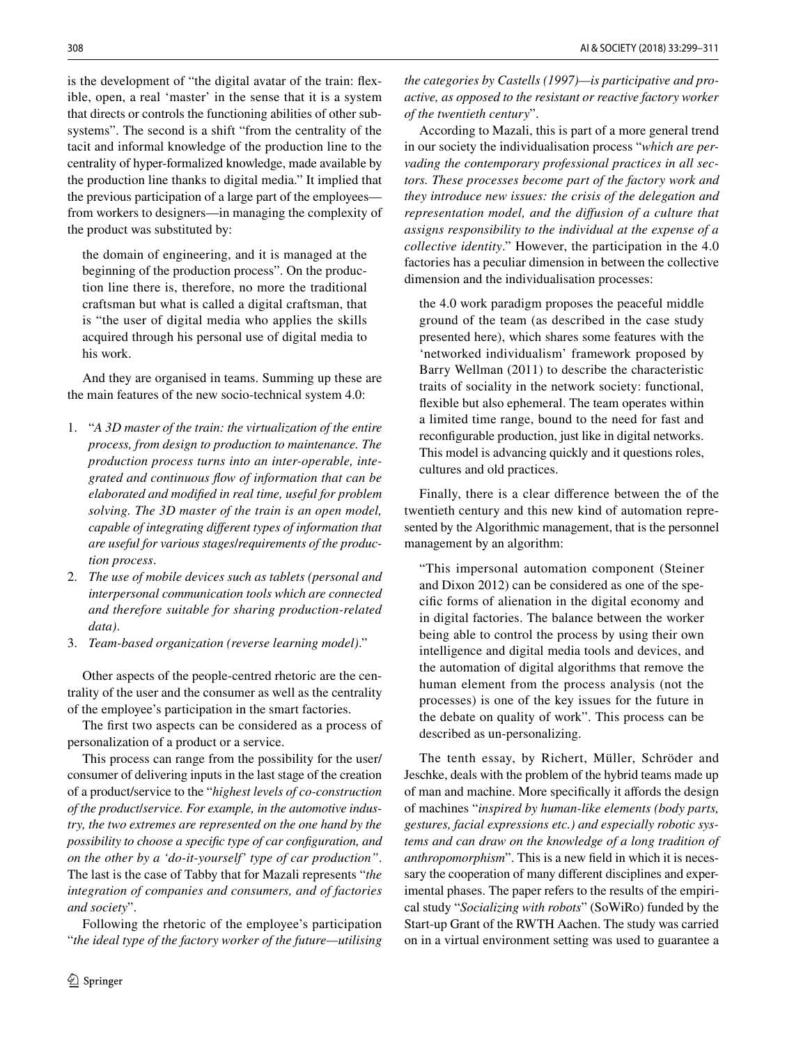is the development of "the digital avatar of the train: flexible, open, a real 'master' in the sense that it is a system that directs or controls the functioning abilities of other subsystems". The second is a shift "from the centrality of the tacit and informal knowledge of the production line to the centrality of hyper-formalized knowledge, made available by the production line thanks to digital media." It implied that the previous participation of a large part of the employees—from workers to designers—in managing the complexity of the product was substituted by:

> the domain of engineering, and it is managed at the beginning of the production process". On the production line there is, therefore, no more the traditional craftsman but what is called a digital craftsman, that is "the user of digital media who applies the skills acquired through his personal use of digital media to his work.

And they are organised in teams. Summing up these are the main features of the new socio-technical system 4.0:

1. "*A 3D master of the train: the virtualization of the entire process, from design to production to maintenance. The production process turns into an inter-operable, integrated and continuous flow of information that can be elaborated and modified in real time, useful for problem solving. The 3D master of the train is an open model, capable of integrating different types of information that are useful for various stages/requirements of the production process.*
2. *The use of mobile devices such as tablets (personal and interpersonal communication tools which are connected and therefore suitable for sharing production-related data).*
3. *Team-based organization (reverse learning model).*"

Other aspects of the people-centred rhetoric are the centrality of the user and the consumer as well as the centrality of the employee's participation in the smart factories.

The first two aspects can be considered as a process of personalization of a product or a service.

This process can range from the possibility for the user/consumer of delivering inputs in the last stage of the creation of a product/service to the "*highest levels of co-construction of the product/service. For example, in the automotive industry, the two extremes are represented on the one hand by the possibility to choose a specific type of car configuration, and on the other by a 'do-it-yourself' type of car production"*. The last is the case of Tabby that for Mazali represents "*the integration of companies and consumers, and of factories and society*".

Following the rhetoric of the employee's participation "*the ideal type of the factory worker of the future—utilising the categories by Castells (1997)—is participative and proactive, as opposed to the resistant or reactive factory worker of the twentieth century*".

According to Mazali, this is part of a more general trend in our society the individualisation process "*which are pervading the contemporary professional practices in all sectors. These processes become part of the factory work and they introduce new issues: the crisis of the delegation and representation model, and the diffusion of a culture that assigns responsibility to the individual at the expense of a collective identity*." However, the participation in the 4.0 factories has a peculiar dimension in between the collective dimension and the individualisation processes:

> the 4.0 work paradigm proposes the peaceful middle ground of the team (as described in the case study presented here), which shares some features with the 'networked individualism' framework proposed by Barry Wellman (2011) to describe the characteristic traits of sociality in the network society: functional, flexible but also ephemeral. The team operates within a limited time range, bound to the need for fast and reconfigurable production, just like in digital networks. This model is advancing quickly and it questions roles, cultures and old practices.

Finally, there is a clear difference between the of the twentieth century and this new kind of automation represented by the Algorithmic management, that is the personnel management by an algorithm:

> "This impersonal automation component (Steiner and Dixon 2012) can be considered as one of the specific forms of alienation in the digital economy and in digital factories. The balance between the worker being able to control the process by using their own intelligence and digital media tools and devices, and the automation of digital algorithms that remove the human element from the process analysis (not the processes) is one of the key issues for the future in the debate on quality of work". This process can be described as un-personalizing.

The tenth essay, by Richert, Müller, Schröder and Jeschke, deals with the problem of the hybrid teams made up of man and machine. More specifically it affords the design of machines "*inspired by human-like elements (body parts, gestures, facial expressions etc.) and especially robotic systems and can draw on the knowledge of a long tradition of anthropomorphism*". This is a new field in which it is necessary the cooperation of many different disciplines and experimental phases. The paper refers to the results of the empirical study "*Socializing with robots*" (SoWiRo) funded by the Start-up Grant of the RWTH Aachen. The study was carried on in a virtual environment setting was used to guarantee a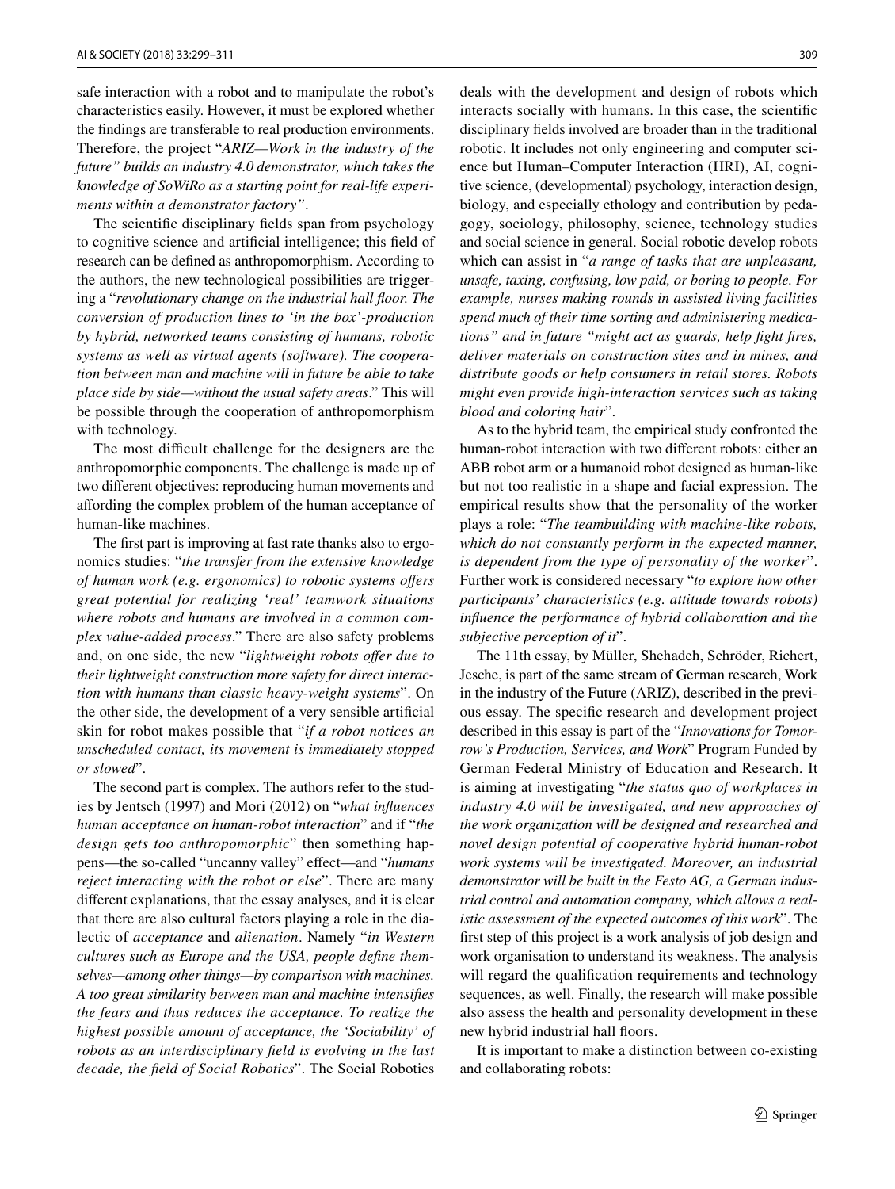safe interaction with a robot and to manipulate the robot's characteristics easily. However, it must be explored whether the findings are transferable to real production environments. Therefore, the project "*ARIZ—Work in the industry of the future" builds an industry 4.0 demonstrator, which takes the knowledge of SoWiRo as a starting point for real-life experiments within a demonstrator factory"*.

The scientific disciplinary fields span from psychology to cognitive science and artificial intelligence; this field of research can be defined as anthropomorphism. According to the authors, the new technological possibilities are triggering a "*revolutionary change on the industrial hall floor. The conversion of production lines to 'in the box'-production by hybrid, networked teams consisting of humans, robotic systems as well as virtual agents (software). The cooperation between man and machine will in future be able to take place side by side—without the usual safety areas*." This will be possible through the cooperation of anthropomorphism with technology.

The most difficult challenge for the designers are the anthropomorphic components. The challenge is made up of two different objectives: reproducing human movements and affording the complex problem of the human acceptance of human-like machines.

The first part is improving at fast rate thanks also to ergonomics studies: "*the transfer from the extensive knowledge of human work (e.g. ergonomics) to robotic systems offers great potential for realizing 'real' teamwork situations where robots and humans are involved in a common complex value-added process*." There are also safety problems and, on one side, the new "*lightweight robots offer due to their lightweight construction more safety for direct interaction with humans than classic heavy-weight systems*". On the other side, the development of a very sensible artificial skin for robot makes possible that "*if a robot notices an unscheduled contact, its movement is immediately stopped or slowed*".

The second part is complex. The authors refer to the studies by Jentsch (1997) and Mori (2012) on "*what influences human acceptance on human-robot interaction*" and if "*the design gets too anthropomorphic*" then something happens—the so-called "uncanny valley" effect—and "*humans reject interacting with the robot or else*". There are many different explanations, that the essay analyses, and it is clear that there are also cultural factors playing a role in the dialectic of *acceptance* and *alienation*. Namely "*in Western cultures such as Europe and the USA, people define themselves—among other things—by comparison with machines. A too great similarity between man and machine intensifies the fears and thus reduces the acceptance. To realize the highest possible amount of acceptance, the 'Sociability' of robots as an interdisciplinary field is evolving in the last decade, the field of Social Robotics*". The Social Robotics deals with the development and design of robots which interacts socially with humans. In this case, the scientific disciplinary fields involved are broader than in the traditional robotic. It includes not only engineering and computer science but Human–Computer Interaction (HRI), AI, cognitive science, (developmental) psychology, interaction design, biology, and especially ethology and contribution by pedagogy, sociology, philosophy, science, technology studies and social science in general. Social robotic develop robots which can assist in "*a range of tasks that are unpleasant, unsafe, taxing, confusing, low paid, or boring to people. For example, nurses making rounds in assisted living facilities spend much of their time sorting and administering medications" and in future "might act as guards, help fight fires, deliver materials on construction sites and in mines, and distribute goods or help consumers in retail stores. Robots might even provide high-interaction services such as taking blood and coloring hair*".

As to the hybrid team, the empirical study confronted the human-robot interaction with two different robots: either an ABB robot arm or a humanoid robot designed as human-like but not too realistic in a shape and facial expression. The empirical results show that the personality of the worker plays a role: "*The teambuilding with machine-like robots, which do not constantly perform in the expected manner, is dependent from the type of personality of the worker*". Further work is considered necessary "*to explore how other participants' characteristics (e.g. attitude towards robots) influence the performance of hybrid collaboration and the subjective perception of it*".

The 11th essay, by Müller, Shehadeh, Schröder, Richert, Jesche, is part of the same stream of German research, Work in the industry of the Future (ARIZ), described in the previous essay. The specific research and development project described in this essay is part of the "*Innovations for Tomorrow's Production, Services, and Work*" Program Funded by German Federal Ministry of Education and Research. It is aiming at investigating "*the status quo of workplaces in industry 4.0 will be investigated, and new approaches of the work organization will be designed and researched and novel design potential of cooperative hybrid human-robot work systems will be investigated. Moreover, an industrial demonstrator will be built in the Festo AG, a German industrial control and automation company, which allows a realistic assessment of the expected outcomes of this work*". The first step of this project is a work analysis of job design and work organisation to understand its weakness. The analysis will regard the qualification requirements and technology sequences, as well. Finally, the research will make possible also assess the health and personality development in these new hybrid industrial hall floors.

It is important to make a distinction between co-existing and collaborating robots: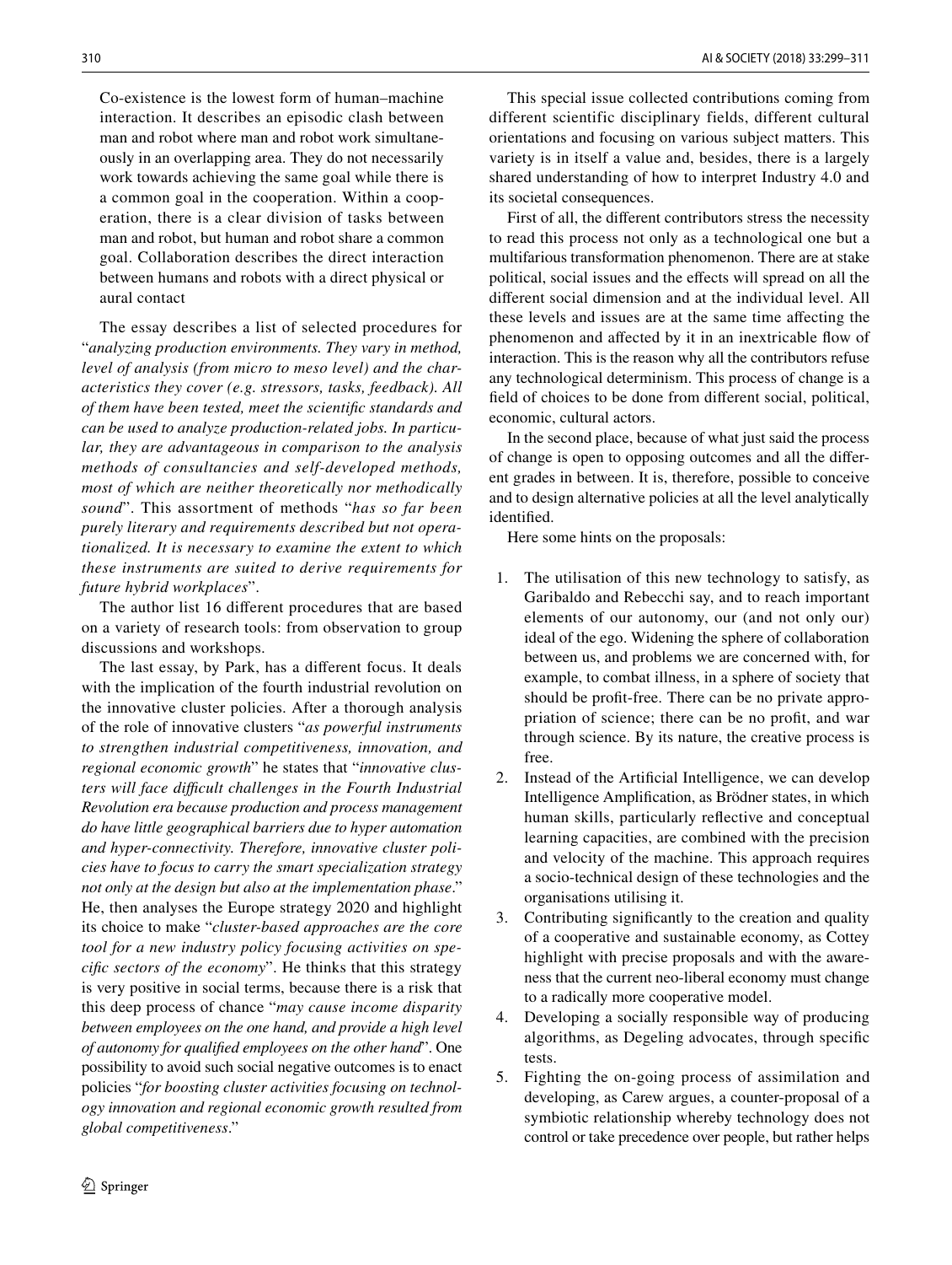Co-existence is the lowest form of human–machine interaction. It describes an episodic clash between man and robot where man and robot work simultaneously in an overlapping area. They do not necessarily work towards achieving the same goal while there is a common goal in the cooperation. Within a cooperation, there is a clear division of tasks between man and robot, but human and robot share a common goal. Collaboration describes the direct interaction between humans and robots with a direct physical or aural contact

The essay describes a list of selected procedures for "*analyzing production environments. They vary in method, level of analysis (from micro to meso level) and the characteristics they cover (e.g. stressors, tasks, feedback). All of them have been tested, meet the scientific standards and can be used to analyze production-related jobs. In particular, they are advantageous in comparison to the analysis methods of consultancies and self-developed methods, most of which are neither theoretically nor methodically sound*". This assortment of methods "*has so far been purely literary and requirements described but not operationalized. It is necessary to examine the extent to which these instruments are suited to derive requirements for future hybrid workplaces*".

The author list 16 different procedures that are based on a variety of research tools: from observation to group discussions and workshops.

The last essay, by Park, has a different focus. It deals with the implication of the fourth industrial revolution on the innovative cluster policies. After a thorough analysis of the role of innovative clusters "*as powerful instruments to strengthen industrial competitiveness, innovation, and regional economic growth*" he states that "*innovative clusters will face difficult challenges in the Fourth Industrial Revolution era because production and process management do have little geographical barriers due to hyper automation and hyper-connectivity. Therefore, innovative cluster policies have to focus to carry the smart specialization strategy not only at the design but also at the implementation phase*." He, then analyses the Europe strategy 2020 and highlight its choice to make "*cluster-based approaches are the core tool for a new industry policy focusing activities on specific sectors of the economy*". He thinks that this strategy is very positive in social terms, because there is a risk that this deep process of chance "*may cause income disparity between employees on the one hand, and provide a high level of autonomy for qualified employees on the other hand*". One possibility to avoid such social negative outcomes is to enact policies "*for boosting cluster activities focusing on technology innovation and regional economic growth resulted from global competitiveness*."

This special issue collected contributions coming from different scientific disciplinary fields, different cultural orientations and focusing on various subject matters. This variety is in itself a value and, besides, there is a largely shared understanding of how to interpret Industry 4.0 and its societal consequences.

First of all, the different contributors stress the necessity to read this process not only as a technological one but a multifarious transformation phenomenon. There are at stake political, social issues and the effects will spread on all the different social dimension and at the individual level. All these levels and issues are at the same time affecting the phenomenon and affected by it in an inextricable flow of interaction. This is the reason why all the contributors refuse any technological determinism. This process of change is a field of choices to be done from different social, political, economic, cultural actors.

In the second place, because of what just said the process of change is open to opposing outcomes and all the different grades in between. It is, therefore, possible to conceive and to design alternative policies at all the level analytically identified.

Here some hints on the proposals:

1. The utilisation of this new technology to satisfy, as Garibaldo and Rebecchi say, and to reach important elements of our autonomy, our (and not only our) ideal of the ego. Widening the sphere of collaboration between us, and problems we are concerned with, for example, to combat illness, in a sphere of society that should be profit-free. There can be no private appropriation of science; there can be no profit, and war through science. By its nature, the creative process is free.
2. Instead of the Artificial Intelligence, we can develop Intelligence Amplification, as Brödner states, in which human skills, particularly reflective and conceptual learning capacities, are combined with the precision and velocity of the machine. This approach requires a socio-technical design of these technologies and the organisations utilising it.
3. Contributing significantly to the creation and quality of a cooperative and sustainable economy, as Cottey highlight with precise proposals and with the awareness that the current neo-liberal economy must change to a radically more cooperative model.
4. Developing a socially responsible way of producing algorithms, as Degeling advocates, through specific tests.
5. Fighting the on-going process of assimilation and developing, as Carew argues, a counter-proposal of a symbiotic relationship whereby technology does not control or take precedence over people, but rather helps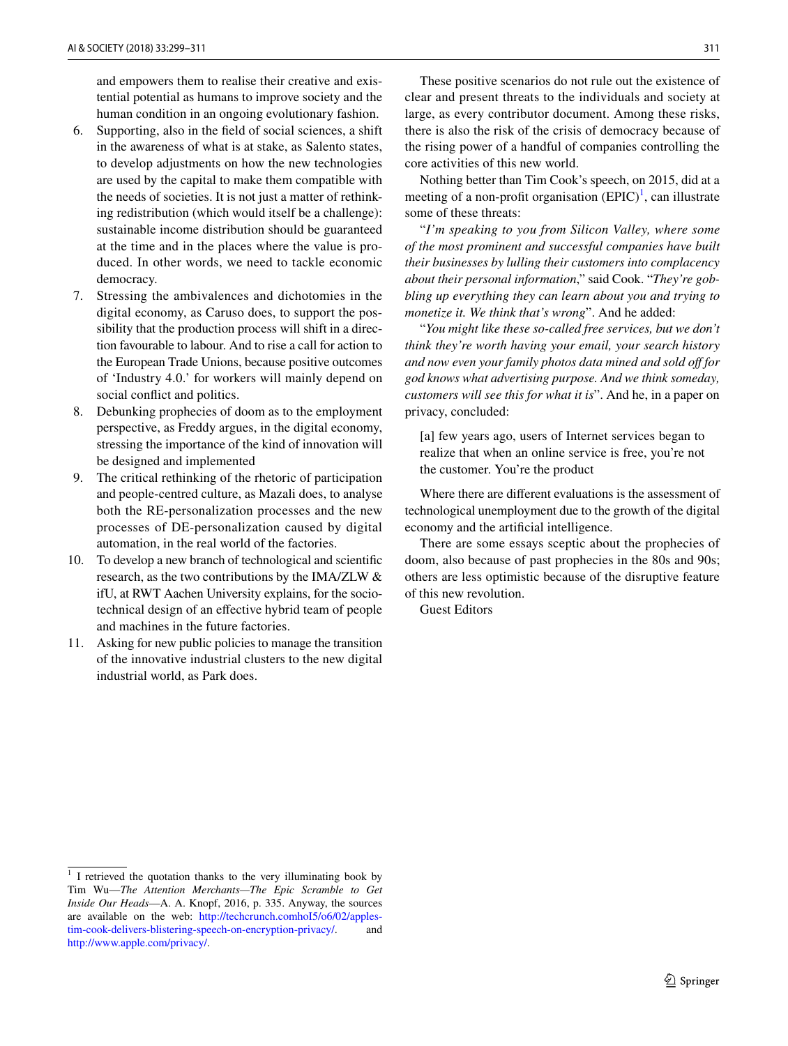and empowers them to realise their creative and existential potential as humans to improve society and the human condition in an ongoing evolutionary fashion.

6. Supporting, also in the field of social sciences, a shift in the awareness of what is at stake, as Salento states, to develop adjustments on how the new technologies are used by the capital to make them compatible with the needs of societies. It is not just a matter of rethinking redistribution (which would itself be a challenge): sustainable income distribution should be guaranteed at the time and in the places where the value is produced. In other words, we need to tackle economic democracy.
7. Stressing the ambivalences and dichotomies in the digital economy, as Caruso does, to support the possibility that the production process will shift in a direction favourable to labour. And to rise a call for action to the European Trade Unions, because positive outcomes of 'Industry 4.0.' for workers will mainly depend on social conflict and politics.
8. Debunking prophecies of doom as to the employment perspective, as Freddy argues, in the digital economy, stressing the importance of the kind of innovation will be designed and implemented
9. The critical rethinking of the rhetoric of participation and people-centred culture, as Mazali does, to analyse both the RE-personalization processes and the new processes of DE-personalization caused by digital automation, in the real world of the factories.
10. To develop a new branch of technological and scientific research, as the two contributions by the IMA/ZLW & ifU, at RWT Aachen University explains, for the socio-technical design of an effective hybrid team of people and machines in the future factories.
11. Asking for new public policies to manage the transition of the innovative industrial clusters to the new digital industrial world, as Park does.

These positive scenarios do not rule out the existence of clear and present threats to the individuals and society at large, as every contributor document. Among these risks, there is also the risk of the crisis of democracy because of the rising power of a handful of companies controlling the core activities of this new world.

Nothing better than Tim Cook's speech, on 2015, did at a meeting of a non-profit organisation (EPIC)[1], can illustrate some of these threats:

"*I'm speaking to you from Silicon Valley, where some of the most prominent and successful companies have built their businesses by lulling their customers into complacency about their personal information*," said Cook. "*They're gobbling up everything they can learn about you and trying to monetize it. We think that's wrong*". And he added:

"*You might like these so-called free services, but we don't think they're worth having your email, your search history and now even your family photos data mined and sold off for god knows what advertising purpose. And we think someday, customers will see this for what it is*". And he, in a paper on privacy, concluded:

> [a] few years ago, users of Internet services began to realize that when an online service is free, you're not the customer. You're the product

Where there are different evaluations is the assessment of technological unemployment due to the growth of the digital economy and the artificial intelligence.

There are some essays sceptic about the prophecies of doom, also because of past prophecies in the 80s and 90s; others are less optimistic because of the disruptive feature of this new revolution.

Guest Editors

[1] I retrieved the quotation thanks to the very illuminating book by Tim Wu—*The Attention Merchants—The Epic Scramble to Get Inside Our Heads*—A. A. Knopf, 2016, p. 335. Anyway, the sources are available on the web: http://techcrunch.comhoI5/o6/02/apples-tim-cook-delivers-blistering-speech-on-encryption-privacy/. and http://www.apple.com/privacy/.